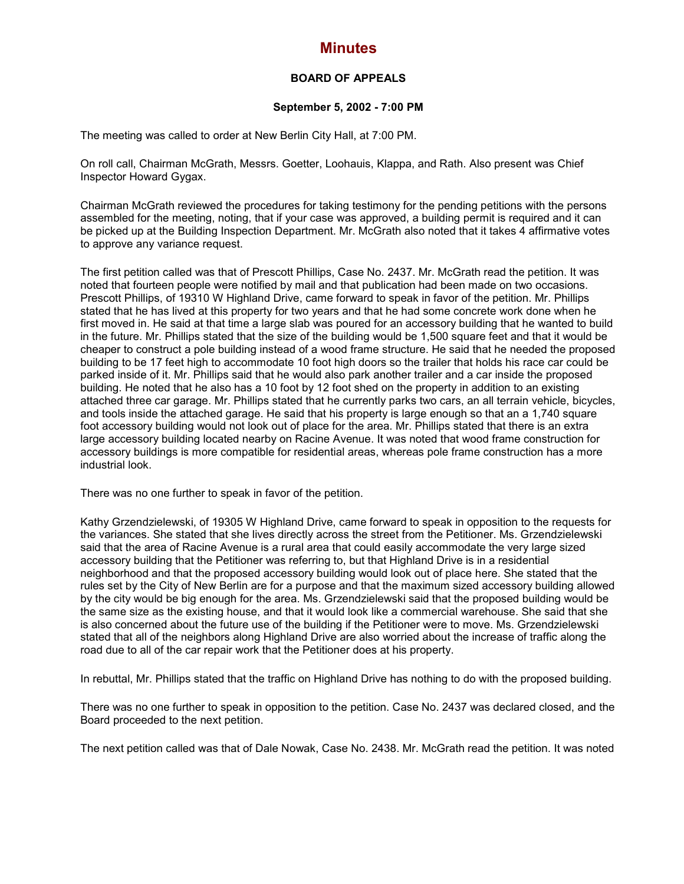# Minutes

### BOARD OF APPEALS

### September 5, 2002 - 7:00 PM

The meeting was called to order at New Berlin City Hall, at 7:00 PM.

On roll call, Chairman McGrath, Messrs. Goetter, Loohauis, Klappa, and Rath. Also present was Chief Inspector Howard Gygax.

Chairman McGrath reviewed the procedures for taking testimony for the pending petitions with the persons assembled for the meeting, noting, that if your case was approved, a building permit is required and it can be picked up at the Building Inspection Department. Mr. McGrath also noted that it takes 4 affirmative votes to approve any variance request.

The first petition called was that of Prescott Phillips, Case No. 2437. Mr. McGrath read the petition. It was noted that fourteen people were notified by mail and that publication had been made on two occasions. Prescott Phillips, of 19310 W Highland Drive, came forward to speak in favor of the petition. Mr. Phillips stated that he has lived at this property for two years and that he had some concrete work done when he first moved in. He said at that time a large slab was poured for an accessory building that he wanted to build in the future. Mr. Phillips stated that the size of the building would be 1,500 square feet and that it would be cheaper to construct a pole building instead of a wood frame structure. He said that he needed the proposed building to be 17 feet high to accommodate 10 foot high doors so the trailer that holds his race car could be parked inside of it. Mr. Phillips said that he would also park another trailer and a car inside the proposed building. He noted that he also has a 10 foot by 12 foot shed on the property in addition to an existing attached three car garage. Mr. Phillips stated that he currently parks two cars, an all terrain vehicle, bicycles, and tools inside the attached garage. He said that his property is large enough so that an a 1,740 square foot accessory building would not look out of place for the area. Mr. Phillips stated that there is an extra large accessory building located nearby on Racine Avenue. It was noted that wood frame construction for accessory buildings is more compatible for residential areas, whereas pole frame construction has a more industrial look.

There was no one further to speak in favor of the petition.

Kathy Grzendzielewski, of 19305 W Highland Drive, came forward to speak in opposition to the requests for the variances. She stated that she lives directly across the street from the Petitioner. Ms. Grzendzielewski said that the area of Racine Avenue is a rural area that could easily accommodate the very large sized accessory building that the Petitioner was referring to, but that Highland Drive is in a residential neighborhood and that the proposed accessory building would look out of place here. She stated that the rules set by the City of New Berlin are for a purpose and that the maximum sized accessory building allowed by the city would be big enough for the area. Ms. Grzendzielewski said that the proposed building would be the same size as the existing house, and that it would look like a commercial warehouse. She said that she is also concerned about the future use of the building if the Petitioner were to move. Ms. Grzendzielewski stated that all of the neighbors along Highland Drive are also worried about the increase of traffic along the road due to all of the car repair work that the Petitioner does at his property.

In rebuttal, Mr. Phillips stated that the traffic on Highland Drive has nothing to do with the proposed building.

There was no one further to speak in opposition to the petition. Case No. 2437 was declared closed, and the Board proceeded to the next petition.

The next petition called was that of Dale Nowak, Case No. 2438. Mr. McGrath read the petition. It was noted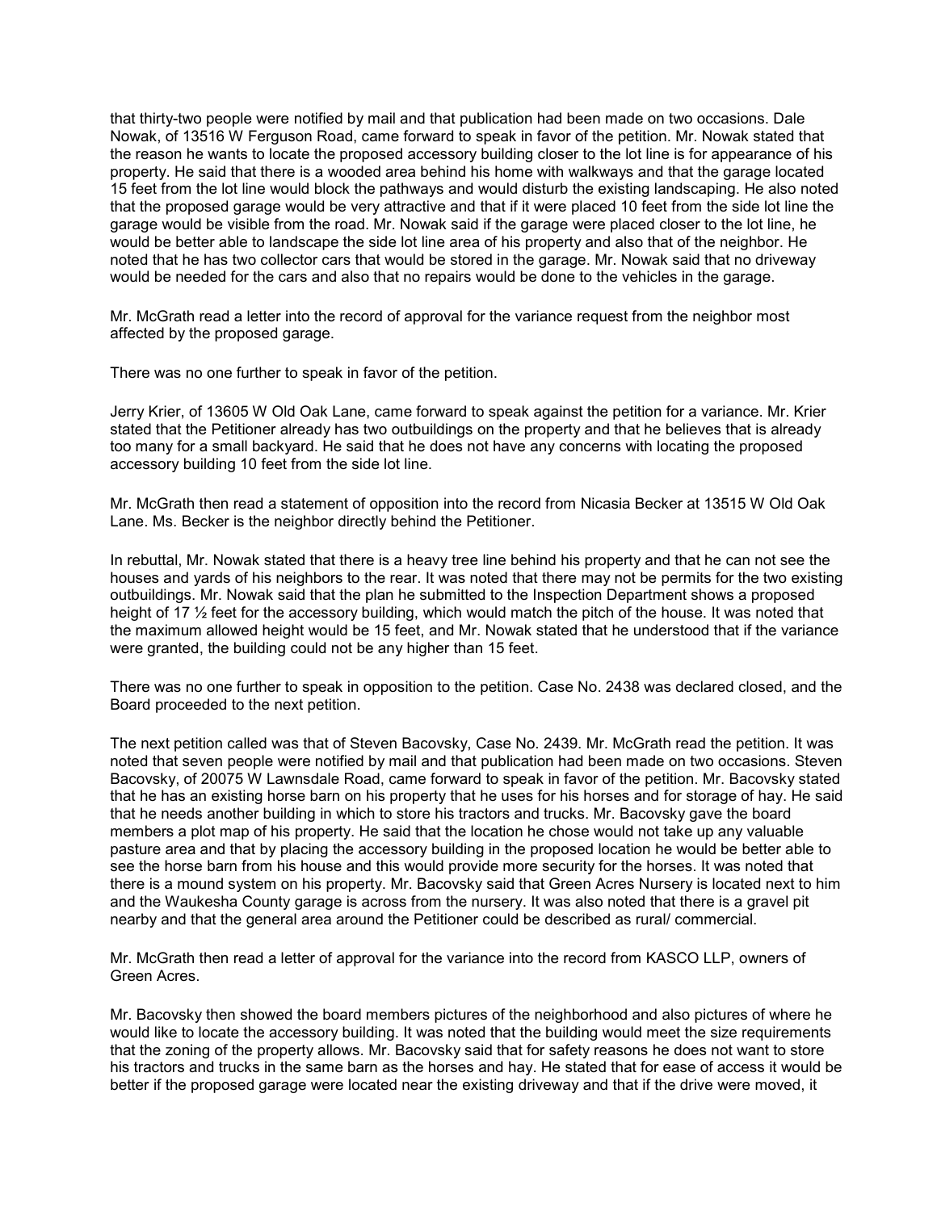that thirty-two people were notified by mail and that publication had been made on two occasions. Dale Nowak, of 13516 W Ferguson Road, came forward to speak in favor of the petition. Mr. Nowak stated that the reason he wants to locate the proposed accessory building closer to the lot line is for appearance of his property. He said that there is a wooded area behind his home with walkways and that the garage located 15 feet from the lot line would block the pathways and would disturb the existing landscaping. He also noted that the proposed garage would be very attractive and that if it were placed 10 feet from the side lot line the garage would be visible from the road. Mr. Nowak said if the garage were placed closer to the lot line, he would be better able to landscape the side lot line area of his property and also that of the neighbor. He noted that he has two collector cars that would be stored in the garage. Mr. Nowak said that no driveway would be needed for the cars and also that no repairs would be done to the vehicles in the garage.

Mr. McGrath read a letter into the record of approval for the variance request from the neighbor most affected by the proposed garage.

There was no one further to speak in favor of the petition.

Jerry Krier, of 13605 W Old Oak Lane, came forward to speak against the petition for a variance. Mr. Krier stated that the Petitioner already has two outbuildings on the property and that he believes that is already too many for a small backyard. He said that he does not have any concerns with locating the proposed accessory building 10 feet from the side lot line.

Mr. McGrath then read a statement of opposition into the record from Nicasia Becker at 13515 W Old Oak Lane. Ms. Becker is the neighbor directly behind the Petitioner.

In rebuttal, Mr. Nowak stated that there is a heavy tree line behind his property and that he can not see the houses and yards of his neighbors to the rear. It was noted that there may not be permits for the two existing outbuildings. Mr. Nowak said that the plan he submitted to the Inspection Department shows a proposed height of 17 ½ feet for the accessory building, which would match the pitch of the house. It was noted that the maximum allowed height would be 15 feet, and Mr. Nowak stated that he understood that if the variance were granted, the building could not be any higher than 15 feet.

There was no one further to speak in opposition to the petition. Case No. 2438 was declared closed, and the Board proceeded to the next petition.

The next petition called was that of Steven Bacovsky, Case No. 2439. Mr. McGrath read the petition. It was noted that seven people were notified by mail and that publication had been made on two occasions. Steven Bacovsky, of 20075 W Lawnsdale Road, came forward to speak in favor of the petition. Mr. Bacovsky stated that he has an existing horse barn on his property that he uses for his horses and for storage of hay. He said that he needs another building in which to store his tractors and trucks. Mr. Bacovsky gave the board members a plot map of his property. He said that the location he chose would not take up any valuable pasture area and that by placing the accessory building in the proposed location he would be better able to see the horse barn from his house and this would provide more security for the horses. It was noted that there is a mound system on his property. Mr. Bacovsky said that Green Acres Nursery is located next to him and the Waukesha County garage is across from the nursery. It was also noted that there is a gravel pit nearby and that the general area around the Petitioner could be described as rural/ commercial.

Mr. McGrath then read a letter of approval for the variance into the record from KASCO LLP, owners of Green Acres.

Mr. Bacovsky then showed the board members pictures of the neighborhood and also pictures of where he would like to locate the accessory building. It was noted that the building would meet the size requirements that the zoning of the property allows. Mr. Bacovsky said that for safety reasons he does not want to store his tractors and trucks in the same barn as the horses and hay. He stated that for ease of access it would be better if the proposed garage were located near the existing driveway and that if the drive were moved, it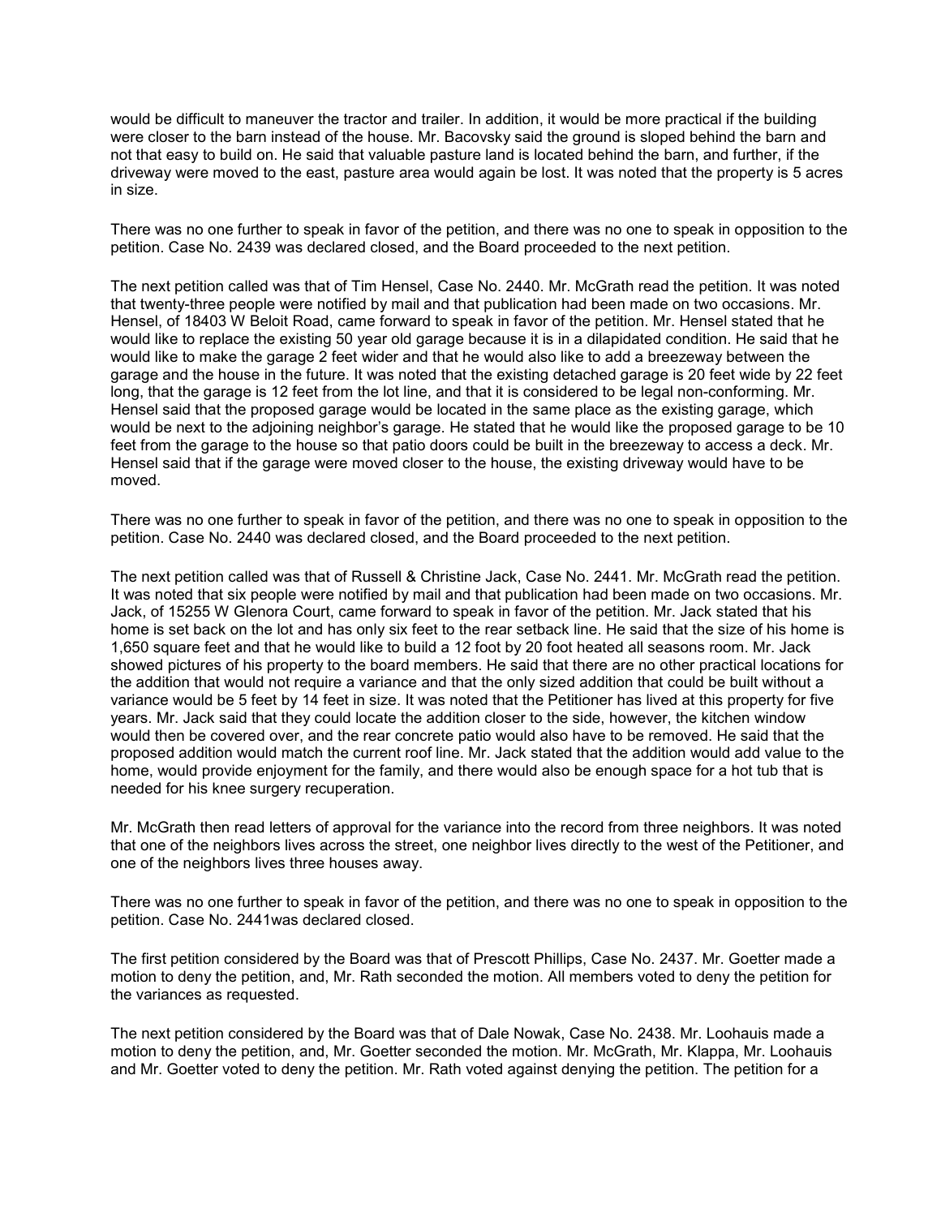would be difficult to maneuver the tractor and trailer. In addition, it would be more practical if the building were closer to the barn instead of the house. Mr. Bacovsky said the ground is sloped behind the barn and not that easy to build on. He said that valuable pasture land is located behind the barn, and further, if the driveway were moved to the east, pasture area would again be lost. It was noted that the property is 5 acres in size.

There was no one further to speak in favor of the petition, and there was no one to speak in opposition to the petition. Case No. 2439 was declared closed, and the Board proceeded to the next petition.

The next petition called was that of Tim Hensel, Case No. 2440. Mr. McGrath read the petition. It was noted that twenty-three people were notified by mail and that publication had been made on two occasions. Mr. Hensel, of 18403 W Beloit Road, came forward to speak in favor of the petition. Mr. Hensel stated that he would like to replace the existing 50 year old garage because it is in a dilapidated condition. He said that he would like to make the garage 2 feet wider and that he would also like to add a breezeway between the garage and the house in the future. It was noted that the existing detached garage is 20 feet wide by 22 feet long, that the garage is 12 feet from the lot line, and that it is considered to be legal non-conforming. Mr. Hensel said that the proposed garage would be located in the same place as the existing garage, which would be next to the adjoining neighbor's garage. He stated that he would like the proposed garage to be 10 feet from the garage to the house so that patio doors could be built in the breezeway to access a deck. Mr. Hensel said that if the garage were moved closer to the house, the existing driveway would have to be moved.

There was no one further to speak in favor of the petition, and there was no one to speak in opposition to the petition. Case No. 2440 was declared closed, and the Board proceeded to the next petition.

The next petition called was that of Russell & Christine Jack, Case No. 2441. Mr. McGrath read the petition. It was noted that six people were notified by mail and that publication had been made on two occasions. Mr. Jack, of 15255 W Glenora Court, came forward to speak in favor of the petition. Mr. Jack stated that his home is set back on the lot and has only six feet to the rear setback line. He said that the size of his home is 1,650 square feet and that he would like to build a 12 foot by 20 foot heated all seasons room. Mr. Jack showed pictures of his property to the board members. He said that there are no other practical locations for the addition that would not require a variance and that the only sized addition that could be built without a variance would be 5 feet by 14 feet in size. It was noted that the Petitioner has lived at this property for five years. Mr. Jack said that they could locate the addition closer to the side, however, the kitchen window would then be covered over, and the rear concrete patio would also have to be removed. He said that the proposed addition would match the current roof line. Mr. Jack stated that the addition would add value to the home, would provide enjoyment for the family, and there would also be enough space for a hot tub that is needed for his knee surgery recuperation.

Mr. McGrath then read letters of approval for the variance into the record from three neighbors. It was noted that one of the neighbors lives across the street, one neighbor lives directly to the west of the Petitioner, and one of the neighbors lives three houses away.

There was no one further to speak in favor of the petition, and there was no one to speak in opposition to the petition. Case No. 2441was declared closed.

The first petition considered by the Board was that of Prescott Phillips, Case No. 2437. Mr. Goetter made a motion to deny the petition, and, Mr. Rath seconded the motion. All members voted to deny the petition for the variances as requested.

The next petition considered by the Board was that of Dale Nowak, Case No. 2438. Mr. Loohauis made a motion to deny the petition, and, Mr. Goetter seconded the motion. Mr. McGrath, Mr. Klappa, Mr. Loohauis and Mr. Goetter voted to deny the petition. Mr. Rath voted against denying the petition. The petition for a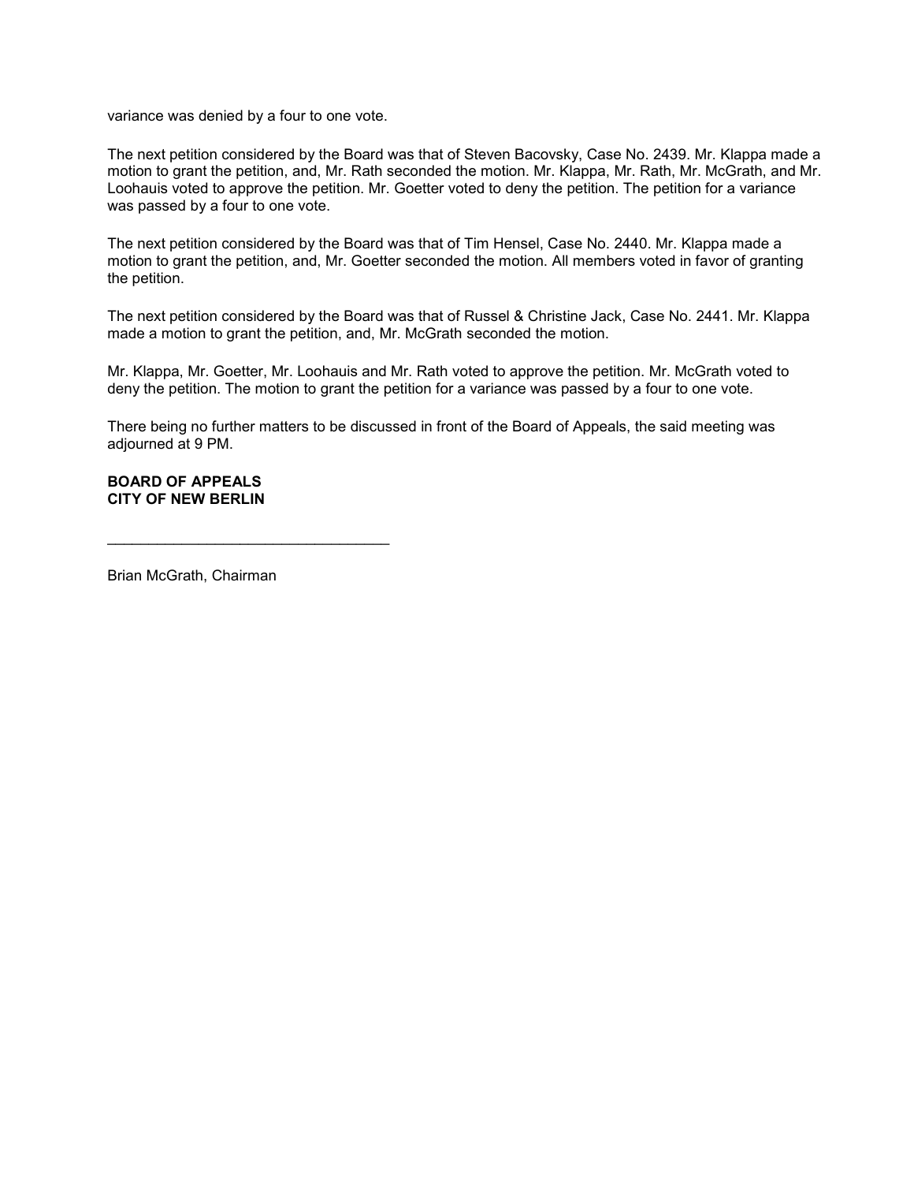variance was denied by a four to one vote.

The next petition considered by the Board was that of Steven Bacovsky, Case No. 2439. Mr. Klappa made a motion to grant the petition, and, Mr. Rath seconded the motion. Mr. Klappa, Mr. Rath, Mr. McGrath, and Mr. Loohauis voted to approve the petition. Mr. Goetter voted to deny the petition. The petition for a variance was passed by a four to one vote.

The next petition considered by the Board was that of Tim Hensel, Case No. 2440. Mr. Klappa made a motion to grant the petition, and, Mr. Goetter seconded the motion. All members voted in favor of granting the petition.

The next petition considered by the Board was that of Russel & Christine Jack, Case No. 2441. Mr. Klappa made a motion to grant the petition, and, Mr. McGrath seconded the motion.

Mr. Klappa, Mr. Goetter, Mr. Loohauis and Mr. Rath voted to approve the petition. Mr. McGrath voted to deny the petition. The motion to grant the petition for a variance was passed by a four to one vote.

There being no further matters to be discussed in front of the Board of Appeals, the said meeting was adjourned at 9 PM.

**BOARD OF APPEALS**
**CITY OF NEW BERLIN**

\_\_\_\_\_\_\_\_\_\_\_\_\_\_\_\_\_\_\_\_\_\_\_\_\_\_\_\_\_\_\_\_\_\_

Brian McGrath, Chairman